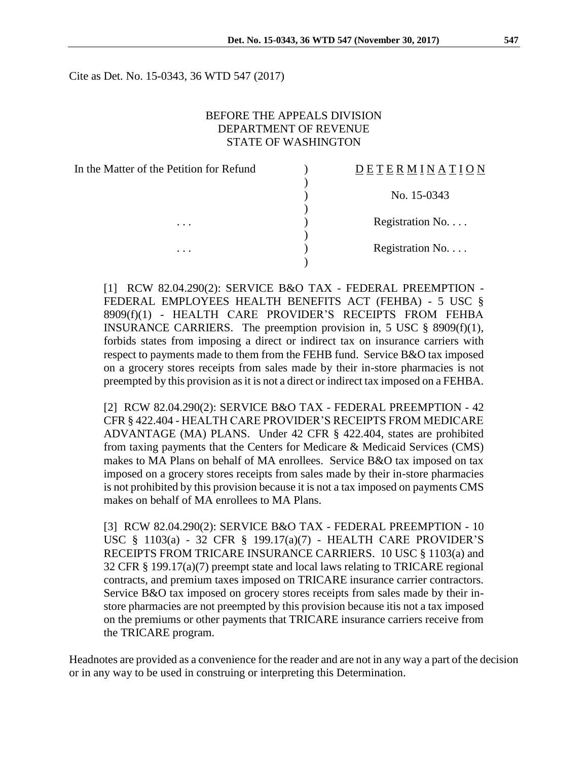Cite as Det. No. 15-0343, 36 WTD 547 (2017)

BEFORE THE APPEALS DIVISION
DEPARTMENT OF REVENUE
STATE OF WASHINGTON

| In the Matter of the Petition for Refund | ) | D E T E R M I N A T I O N |
|---|---|---|
| | ) | |
| | ) | No. 15-0343 |
| | ) | |
| . . . | ) | Registration No. . . . |
| | ) | |
| . . . | ) | Registration No. . . . |
| | ) | |

[1] RCW 82.04.290(2): SERVICE B&O TAX - FEDERAL PREEMPTION - FEDERAL EMPLOYEES HEALTH BENEFITS ACT (FEHBA) - 5 USC § 8909(f)(1) - HEALTH CARE PROVIDER'S RECEIPTS FROM FEHBA INSURANCE CARRIERS. The preemption provision in, 5 USC § 8909(f)(1), forbids states from imposing a direct or indirect tax on insurance carriers with respect to payments made to them from the FEHB fund. Service B&O tax imposed on a grocery stores receipts from sales made by their in-store pharmacies is not preempted by this provision as it is not a direct or indirect tax imposed on a FEHBA.

[2] RCW 82.04.290(2): SERVICE B&O TAX - FEDERAL PREEMPTION - 42 CFR § 422.404 - HEALTH CARE PROVIDER'S RECEIPTS FROM MEDICARE ADVANTAGE (MA) PLANS. Under 42 CFR § 422.404, states are prohibited from taxing payments that the Centers for Medicare & Medicaid Services (CMS) makes to MA Plans on behalf of MA enrollees. Service B&O tax imposed on tax imposed on a grocery stores receipts from sales made by their in-store pharmacies is not prohibited by this provision because it is not a tax imposed on payments CMS makes on behalf of MA enrollees to MA Plans.

[3] RCW 82.04.290(2): SERVICE B&O TAX - FEDERAL PREEMPTION - 10 USC § 1103(a) - 32 CFR § 199.17(a)(7) - HEALTH CARE PROVIDER'S RECEIPTS FROM TRICARE INSURANCE CARRIERS. 10 USC § 1103(a) and 32 CFR § 199.17(a)(7) preempt state and local laws relating to TRICARE regional contracts, and premium taxes imposed on TRICARE insurance carrier contractors. Service B&O tax imposed on grocery stores receipts from sales made by their in-store pharmacies are not preempted by this provision because itis not a tax imposed on the premiums or other payments that TRICARE insurance carriers receive from the TRICARE program.

Headnotes are provided as a convenience for the reader and are not in any way a part of the decision or in any way to be used in construing or interpreting this Determination.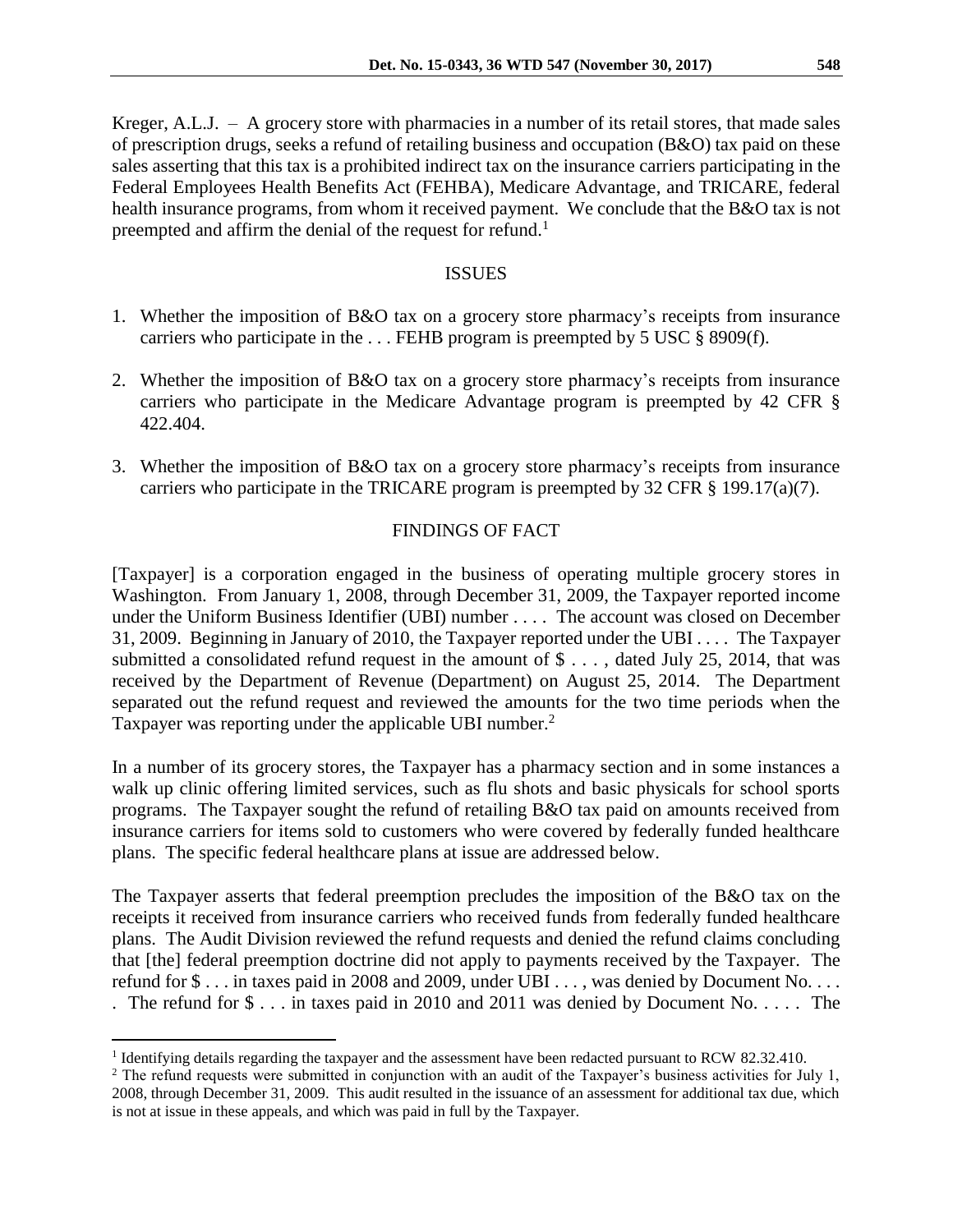Kreger, A.L.J. – A grocery store with pharmacies in a number of its retail stores, that made sales of prescription drugs, seeks a refund of retailing business and occupation (B&O) tax paid on these sales asserting that this tax is a prohibited indirect tax on the insurance carriers participating in the Federal Employees Health Benefits Act (FEHBA), Medicare Advantage, and TRICARE, federal health insurance programs, from whom it received payment. We conclude that the B&O tax is not preempted and affirm the denial of the request for refund.[1]

## ISSUES

1. Whether the imposition of B&O tax on a grocery store pharmacy's receipts from insurance carriers who participate in the . . . FEHB program is preempted by 5 USC § 8909(f).

2. Whether the imposition of B&O tax on a grocery store pharmacy's receipts from insurance carriers who participate in the Medicare Advantage program is preempted by 42 CFR § 422.404.

3. Whether the imposition of B&O tax on a grocery store pharmacy's receipts from insurance carriers who participate in the TRICARE program is preempted by 32 CFR § 199.17(a)(7).

## FINDINGS OF FACT

[Taxpayer] is a corporation engaged in the business of operating multiple grocery stores in Washington. From January 1, 2008, through December 31, 2009, the Taxpayer reported income under the Uniform Business Identifier (UBI) number . . . . The account was closed on December 31, 2009. Beginning in January of 2010, the Taxpayer reported under the UBI . . . . The Taxpayer submitted a consolidated refund request in the amount of $ . . . , dated July 25, 2014, that was received by the Department of Revenue (Department) on August 25, 2014. The Department separated out the refund request and reviewed the amounts for the two time periods when the Taxpayer was reporting under the applicable UBI number.[2]

In a number of its grocery stores, the Taxpayer has a pharmacy section and in some instances a walk up clinic offering limited services, such as flu shots and basic physicals for school sports programs. The Taxpayer sought the refund of retailing B&O tax paid on amounts received from insurance carriers for items sold to customers who were covered by federally funded healthcare plans. The specific federal healthcare plans at issue are addressed below.

The Taxpayer asserts that federal preemption precludes the imposition of the B&O tax on the receipts it received from insurance carriers who received funds from federally funded healthcare plans. The Audit Division reviewed the refund requests and denied the refund claims concluding that [the] federal preemption doctrine did not apply to payments received by the Taxpayer. The refund for $ . . . in taxes paid in 2008 and 2009, under UBI . . . , was denied by Document No. . . . . The refund for $ . . . in taxes paid in 2010 and 2011 was denied by Document No. . . . . The

---

[1] Identifying details regarding the taxpayer and the assessment have been redacted pursuant to RCW 82.32.410.

[2] The refund requests were submitted in conjunction with an audit of the Taxpayer's business activities for July 1, 2008, through December 31, 2009. This audit resulted in the issuance of an assessment for additional tax due, which is not at issue in these appeals, and which was paid in full by the Taxpayer.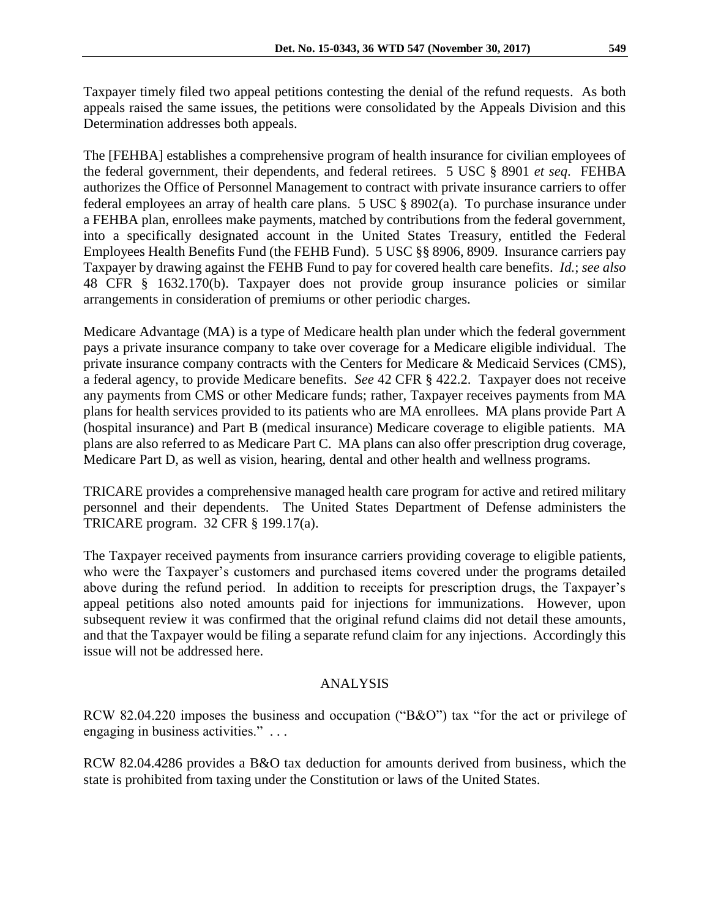Taxpayer timely filed two appeal petitions contesting the denial of the refund requests. As both appeals raised the same issues, the petitions were consolidated by the Appeals Division and this Determination addresses both appeals.

The [FEHBA] establishes a comprehensive program of health insurance for civilian employees of the federal government, their dependents, and federal retirees. 5 USC § 8901 *et seq.* FEHBA authorizes the Office of Personnel Management to contract with private insurance carriers to offer federal employees an array of health care plans. 5 USC § 8902(a). To purchase insurance under a FEHBA plan, enrollees make payments, matched by contributions from the federal government, into a specifically designated account in the United States Treasury, entitled the Federal Employees Health Benefits Fund (the FEHB Fund). 5 USC §§ 8906, 8909. Insurance carriers pay Taxpayer by drawing against the FEHB Fund to pay for covered health care benefits. *Id.*; *see also* 48 CFR § 1632.170(b). Taxpayer does not provide group insurance policies or similar arrangements in consideration of premiums or other periodic charges.

Medicare Advantage (MA) is a type of Medicare health plan under which the federal government pays a private insurance company to take over coverage for a Medicare eligible individual. The private insurance company contracts with the Centers for Medicare & Medicaid Services (CMS), a federal agency, to provide Medicare benefits. *See* 42 CFR § 422.2. Taxpayer does not receive any payments from CMS or other Medicare funds; rather, Taxpayer receives payments from MA plans for health services provided to its patients who are MA enrollees. MA plans provide Part A (hospital insurance) and Part B (medical insurance) Medicare coverage to eligible patients. MA plans are also referred to as Medicare Part C. MA plans can also offer prescription drug coverage, Medicare Part D, as well as vision, hearing, dental and other health and wellness programs.

TRICARE provides a comprehensive managed health care program for active and retired military personnel and their dependents. The United States Department of Defense administers the TRICARE program. 32 CFR § 199.17(a).

The Taxpayer received payments from insurance carriers providing coverage to eligible patients, who were the Taxpayer's customers and purchased items covered under the programs detailed above during the refund period. In addition to receipts for prescription drugs, the Taxpayer's appeal petitions also noted amounts paid for injections for immunizations. However, upon subsequent review it was confirmed that the original refund claims did not detail these amounts, and that the Taxpayer would be filing a separate refund claim for any injections. Accordingly this issue will not be addressed here.

## ANALYSIS

RCW 82.04.220 imposes the business and occupation ("B&O") tax "for the act or privilege of engaging in business activities." . . .

RCW 82.04.4286 provides a B&O tax deduction for amounts derived from business, which the state is prohibited from taxing under the Constitution or laws of the United States.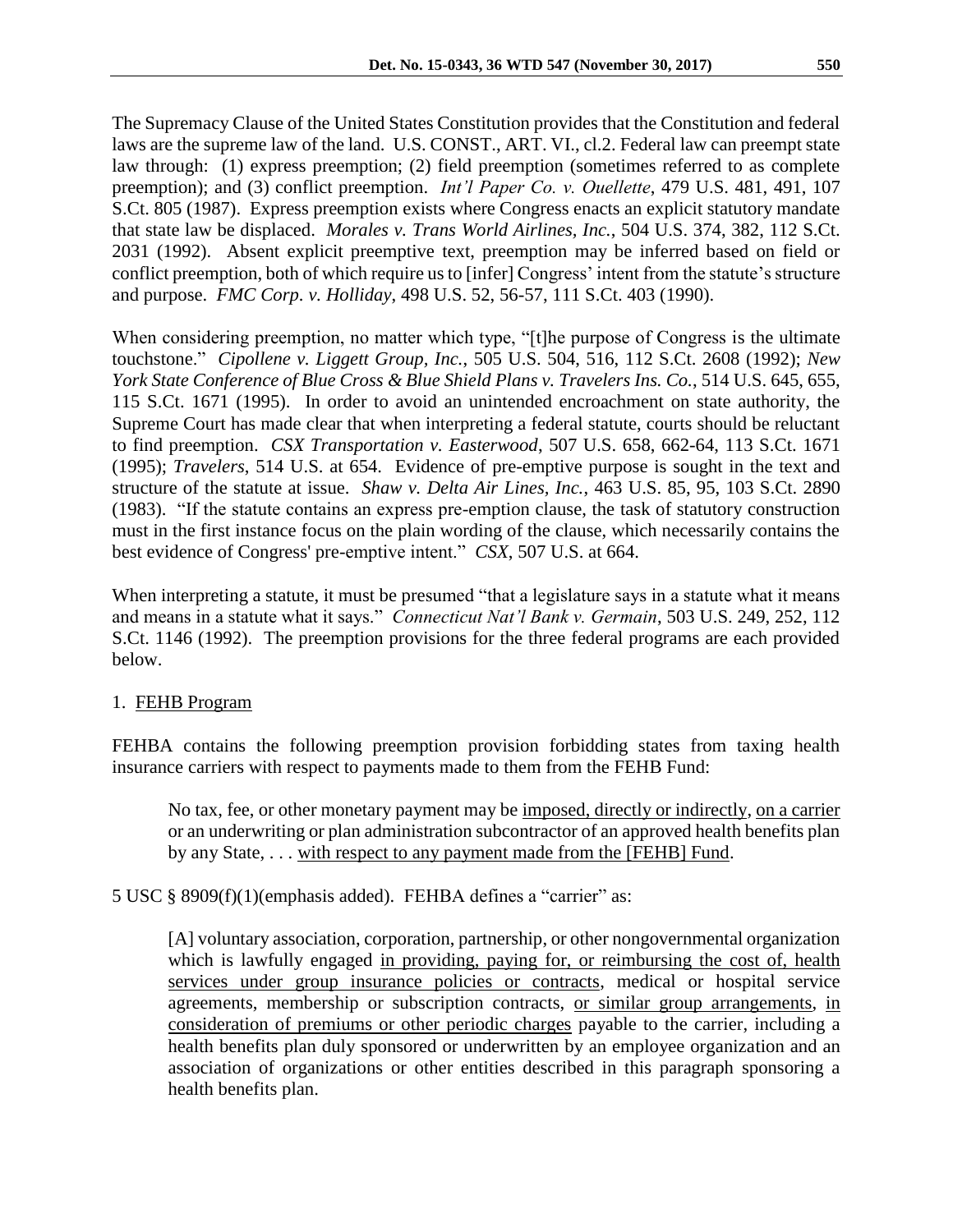The Supremacy Clause of the United States Constitution provides that the Constitution and federal laws are the supreme law of the land. U.S. CONST., ART. VI., cl.2. Federal law can preempt state law through: (1) express preemption; (2) field preemption (sometimes referred to as complete preemption); and (3) conflict preemption. *Int'l Paper Co. v. Ouellette*, 479 U.S. 481, 491, 107 S.Ct. 805 (1987). Express preemption exists where Congress enacts an explicit statutory mandate that state law be displaced. *Morales v. Trans World Airlines, Inc.*, 504 U.S. 374, 382, 112 S.Ct. 2031 (1992). Absent explicit preemptive text, preemption may be inferred based on field or conflict preemption, both of which require us to [infer] Congress' intent from the statute's structure and purpose. *FMC Corp. v. Holliday*, 498 U.S. 52, 56-57, 111 S.Ct. 403 (1990).

When considering preemption, no matter which type, "[t]he purpose of Congress is the ultimate touchstone." *Cipollene v. Liggett Group, Inc.*, 505 U.S. 504, 516, 112 S.Ct. 2608 (1992); *New York State Conference of Blue Cross & Blue Shield Plans v. Travelers Ins. Co.*, 514 U.S. 645, 655, 115 S.Ct. 1671 (1995). In order to avoid an unintended encroachment on state authority, the Supreme Court has made clear that when interpreting a federal statute, courts should be reluctant to find preemption. *CSX Transportation v. Easterwood*, 507 U.S. 658, 662-64, 113 S.Ct. 1671 (1995); *Travelers*, 514 U.S. at 654. Evidence of pre-emptive purpose is sought in the text and structure of the statute at issue. *Shaw v. Delta Air Lines, Inc.*, 463 U.S. 85, 95, 103 S.Ct. 2890 (1983). "If the statute contains an express pre-emption clause, the task of statutory construction must in the first instance focus on the plain wording of the clause, which necessarily contains the best evidence of Congress' pre-emptive intent." *CSX*, 507 U.S. at 664.

When interpreting a statute, it must be presumed "that a legislature says in a statute what it means and means in a statute what it says." *Connecticut Nat'l Bank v. Germain*, 503 U.S. 249, 252, 112 S.Ct. 1146 (1992). The preemption provisions for the three federal programs are each provided below.

1. <u>FEHB Program</u>

FEHBA contains the following preemption provision forbidding states from taxing health insurance carriers with respect to payments made to them from the FEHB Fund:

> No tax, fee, or other monetary payment may be <u>imposed, directly or indirectly</u>, <u>on a carrier</u> or an underwriting or plan administration subcontractor of an approved health benefits plan by any State, . . . <u>with respect to any payment made from the [FEHB] Fund</u>.

5 USC § 8909(f)(1)(emphasis added). FEHBA defines a "carrier" as:

> [A] voluntary association, corporation, partnership, or other nongovernmental organization which is lawfully engaged <u>in providing, paying for, or reimbursing the cost of, health services under group insurance policies or contracts</u>, medical or hospital service agreements, membership or subscription contracts, <u>or similar group arrangements</u>, <u>in consideration of premiums or other periodic charges</u> payable to the carrier, including a health benefits plan duly sponsored or underwritten by an employee organization and an association of organizations or other entities described in this paragraph sponsoring a health benefits plan.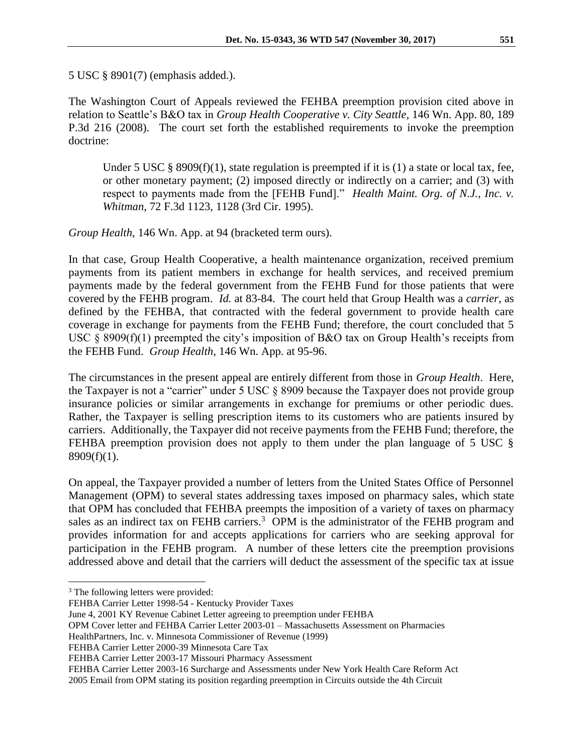5 USC § 8901(7) (emphasis added.).

The Washington Court of Appeals reviewed the FEHBA preemption provision cited above in relation to Seattle's B&O tax in *Group Health Cooperative v. City Seattle*, 146 Wn. App. 80, 189 P.3d 216 (2008). The court set forth the established requirements to invoke the preemption doctrine:

> Under 5 USC § 8909(f)(1), state regulation is preempted if it is (1) a state or local tax, fee, or other monetary payment; (2) imposed directly or indirectly on a carrier; and (3) with respect to payments made from the [FEHB Fund]." *Health Maint. Org. of N.J., Inc. v. Whitman*, 72 F.3d 1123, 1128 (3rd Cir. 1995).

*Group Health*, 146 Wn. App. at 94 (bracketed term ours).

In that case, Group Health Cooperative, a health maintenance organization, received premium payments from its patient members in exchange for health services, and received premium payments made by the federal government from the FEHB Fund for those patients that were covered by the FEHB program. *Id.* at 83-84. The court held that Group Health was a *carrier*, as defined by the FEHBA, that contracted with the federal government to provide health care coverage in exchange for payments from the FEHB Fund; therefore, the court concluded that 5 USC § 8909(f)(1) preempted the city's imposition of B&O tax on Group Health's receipts from the FEHB Fund. *Group Health*, 146 Wn. App. at 95-96.

The circumstances in the present appeal are entirely different from those in *Group Health*. Here, the Taxpayer is not a "carrier" under 5 USC § 8909 because the Taxpayer does not provide group insurance policies or similar arrangements in exchange for premiums or other periodic dues. Rather, the Taxpayer is selling prescription items to its customers who are patients insured by carriers. Additionally, the Taxpayer did not receive payments from the FEHB Fund; therefore, the FEHBA preemption provision does not apply to them under the plan language of 5 USC § 8909(f)(1).

On appeal, the Taxpayer provided a number of letters from the United States Office of Personnel Management (OPM) to several states addressing taxes imposed on pharmacy sales, which state that OPM has concluded that FEHBA preempts the imposition of a variety of taxes on pharmacy sales as an indirect tax on FEHB carriers.[3] OPM is the administrator of the FEHB program and provides information for and accepts applications for carriers who are seeking approval for participation in the FEHB program. A number of these letters cite the preemption provisions addressed above and detail that the carriers will deduct the assessment of the specific tax at issue

---

[3] The following letters were provided:
FEHBA Carrier Letter 1998-54 - Kentucky Provider Taxes
June 4, 2001 KY Revenue Cabinet Letter agreeing to preemption under FEHBA
OPM Cover letter and FEHBA Carrier Letter 2003-01 – Massachusetts Assessment on Pharmacies
HealthPartners, Inc. v. Minnesota Commissioner of Revenue (1999)
FEHBA Carrier Letter 2000-39 Minnesota Care Tax
FEHBA Carrier Letter 2003-17 Missouri Pharmacy Assessment
FEHBA Carrier Letter 2003-16 Surcharge and Assessments under New York Health Care Reform Act
2005 Email from OPM stating its position regarding preemption in Circuits outside the 4th Circuit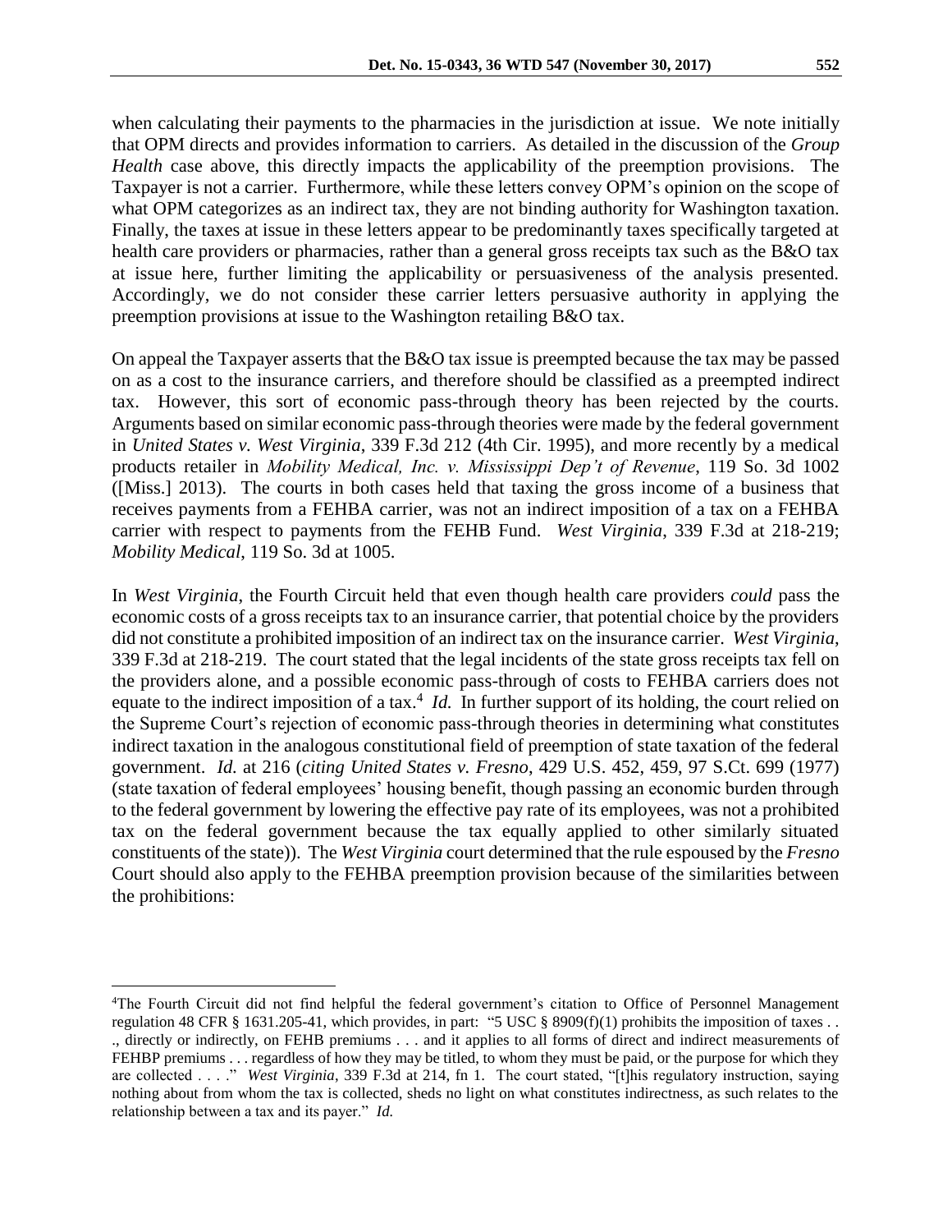when calculating their payments to the pharmacies in the jurisdiction at issue. We note initially that OPM directs and provides information to carriers. As detailed in the discussion of the *Group Health* case above, this directly impacts the applicability of the preemption provisions. The Taxpayer is not a carrier. Furthermore, while these letters convey OPM's opinion on the scope of what OPM categorizes as an indirect tax, they are not binding authority for Washington taxation. Finally, the taxes at issue in these letters appear to be predominantly taxes specifically targeted at health care providers or pharmacies, rather than a general gross receipts tax such as the B&O tax at issue here, further limiting the applicability or persuasiveness of the analysis presented. Accordingly, we do not consider these carrier letters persuasive authority in applying the preemption provisions at issue to the Washington retailing B&O tax.

On appeal the Taxpayer asserts that the B&O tax issue is preempted because the tax may be passed on as a cost to the insurance carriers, and therefore should be classified as a preempted indirect tax. However, this sort of economic pass-through theory has been rejected by the courts. Arguments based on similar economic pass-through theories were made by the federal government in *United States v. West Virginia*, 339 F.3d 212 (4th Cir. 1995), and more recently by a medical products retailer in *Mobility Medical, Inc. v. Mississippi Dep't of Revenue*, 119 So. 3d 1002 ([Miss.] 2013). The courts in both cases held that taxing the gross income of a business that receives payments from a FEHBA carrier, was not an indirect imposition of a tax on a FEHBA carrier with respect to payments from the FEHB Fund. *West Virginia*, 339 F.3d at 218-219; *Mobility Medical*, 119 So. 3d at 1005.

In *West Virginia*, the Fourth Circuit held that even though health care providers *could* pass the economic costs of a gross receipts tax to an insurance carrier, that potential choice by the providers did not constitute a prohibited imposition of an indirect tax on the insurance carrier. *West Virginia*, 339 F.3d at 218-219. The court stated that the legal incidents of the state gross receipts tax fell on the providers alone, and a possible economic pass-through of costs to FEHBA carriers does not equate to the indirect imposition of a tax.[4] *Id.* In further support of its holding, the court relied on the Supreme Court's rejection of economic pass-through theories in determining what constitutes indirect taxation in the analogous constitutional field of preemption of state taxation of the federal government. *Id.* at 216 (*citing United States v. Fresno*, 429 U.S. 452, 459, 97 S.Ct. 699 (1977) (state taxation of federal employees' housing benefit, though passing an economic burden through to the federal government by lowering the effective pay rate of its employees, was not a prohibited tax on the federal government because the tax equally applied to other similarly situated constituents of the state)). The *West Virginia* court determined that the rule espoused by the *Fresno* Court should also apply to the FEHBA preemption provision because of the similarities between the prohibitions:

---

[4]The Fourth Circuit did not find helpful the federal government's citation to Office of Personnel Management regulation 48 CFR § 1631.205-41, which provides, in part: "5 USC § 8909(f)(1) prohibits the imposition of taxes . . ., directly or indirectly, on FEHB premiums . . . and it applies to all forms of direct and indirect measurements of FEHBP premiums . . . regardless of how they may be titled, to whom they must be paid, or the purpose for which they are collected . . . ." *West Virginia*, 339 F.3d at 214, fn 1. The court stated, "[t]his regulatory instruction, saying nothing about from whom the tax is collected, sheds no light on what constitutes indirectness, as such relates to the relationship between a tax and its payer." *Id.*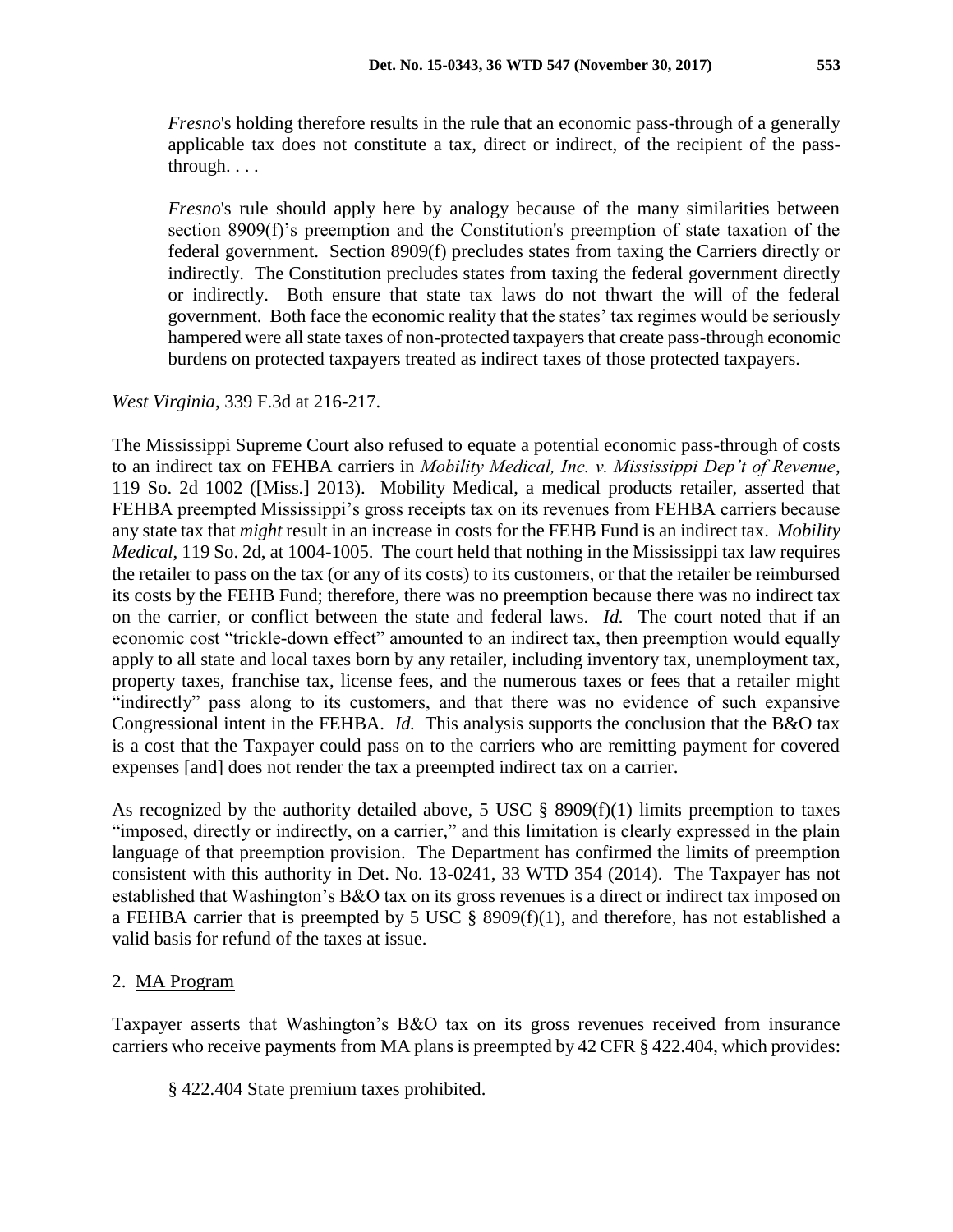> *Fresno*'s holding therefore results in the rule that an economic pass-through of a generally applicable tax does not constitute a tax, direct or indirect, of the recipient of the pass-through. . . .
>
> *Fresno*'s rule should apply here by analogy because of the many similarities between section 8909(f)'s preemption and the Constitution's preemption of state taxation of the federal government. Section 8909(f) precludes states from taxing the Carriers directly or indirectly. The Constitution precludes states from taxing the federal government directly or indirectly. Both ensure that state tax laws do not thwart the will of the federal government. Both face the economic reality that the states' tax regimes would be seriously hampered were all state taxes of non-protected taxpayers that create pass-through economic burdens on protected taxpayers treated as indirect taxes of those protected taxpayers.

*West Virginia*, 339 F.3d at 216-217.

The Mississippi Supreme Court also refused to equate a potential economic pass-through of costs to an indirect tax on FEHBA carriers in *Mobility Medical, Inc. v. Mississippi Dep't of Revenue*, 119 So. 2d 1002 ([Miss.] 2013). Mobility Medical, a medical products retailer, asserted that FEHBA preempted Mississippi's gross receipts tax on its revenues from FEHBA carriers because any state tax that *might* result in an increase in costs for the FEHB Fund is an indirect tax. *Mobility Medical*, 119 So. 2d, at 1004-1005. The court held that nothing in the Mississippi tax law requires the retailer to pass on the tax (or any of its costs) to its customers, or that the retailer be reimbursed its costs by the FEHB Fund; therefore, there was no preemption because there was no indirect tax on the carrier, or conflict between the state and federal laws. *Id.* The court noted that if an economic cost "trickle-down effect" amounted to an indirect tax, then preemption would equally apply to all state and local taxes born by any retailer, including inventory tax, unemployment tax, property taxes, franchise tax, license fees, and the numerous taxes or fees that a retailer might "indirectly" pass along to its customers, and that there was no evidence of such expansive Congressional intent in the FEHBA. *Id.* This analysis supports the conclusion that the B&O tax is a cost that the Taxpayer could pass on to the carriers who are remitting payment for covered expenses [and] does not render the tax a preempted indirect tax on a carrier.

As recognized by the authority detailed above, 5 USC § 8909(f)(1) limits preemption to taxes "imposed, directly or indirectly, on a carrier," and this limitation is clearly expressed in the plain language of that preemption provision. The Department has confirmed the limits of preemption consistent with this authority in Det. No. 13-0241, 33 WTD 354 (2014). The Taxpayer has not established that Washington's B&O tax on its gross revenues is a direct or indirect tax imposed on a FEHBA carrier that is preempted by 5 USC § 8909(f)(1), and therefore, has not established a valid basis for refund of the taxes at issue.

2. <u>MA Program</u>

Taxpayer asserts that Washington's B&O tax on its gross revenues received from insurance carriers who receive payments from MA plans is preempted by 42 CFR § 422.404, which provides:

> § 422.404 State premium taxes prohibited.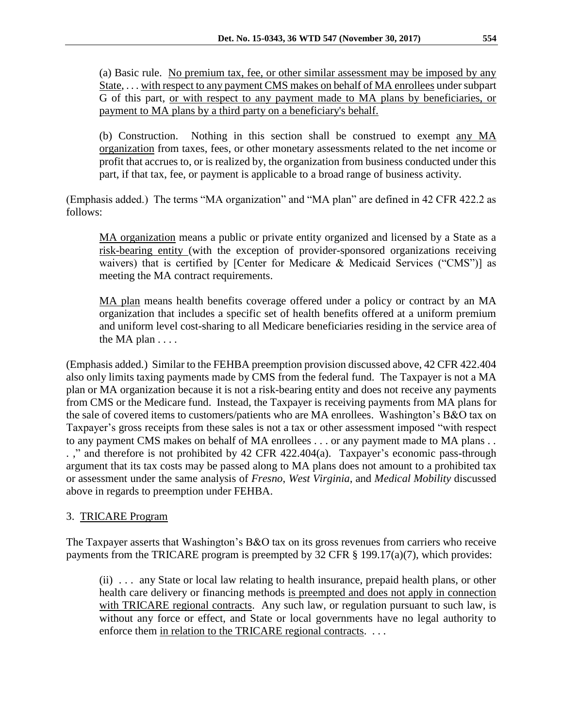(a) Basic rule. No premium tax, fee, or other similar assessment may be imposed by any State, . . . with respect to any payment CMS makes on behalf of MA enrollees under subpart G of this part, or with respect to any payment made to MA plans by beneficiaries, or payment to MA plans by a third party on a beneficiary's behalf.

(b) Construction. Nothing in this section shall be construed to exempt any MA organization from taxes, fees, or other monetary assessments related to the net income or profit that accrues to, or is realized by, the organization from business conducted under this part, if that tax, fee, or payment is applicable to a broad range of business activity.

(Emphasis added.) The terms "MA organization" and "MA plan" are defined in 42 CFR 422.2 as follows:

MA organization means a public or private entity organized and licensed by a State as a risk-bearing entity (with the exception of provider-sponsored organizations receiving waivers) that is certified by [Center for Medicare & Medicaid Services ("CMS")] as meeting the MA contract requirements.

MA plan means health benefits coverage offered under a policy or contract by an MA organization that includes a specific set of health benefits offered at a uniform premium and uniform level cost-sharing to all Medicare beneficiaries residing in the service area of the MA plan . . . .

(Emphasis added.) Similar to the FEHBA preemption provision discussed above, 42 CFR 422.404 also only limits taxing payments made by CMS from the federal fund. The Taxpayer is not a MA plan or MA organization because it is not a risk-bearing entity and does not receive any payments from CMS or the Medicare fund. Instead, the Taxpayer is receiving payments from MA plans for the sale of covered items to customers/patients who are MA enrollees. Washington's B&O tax on Taxpayer's gross receipts from these sales is not a tax or other assessment imposed "with respect to any payment CMS makes on behalf of MA enrollees . . . or any payment made to MA plans . . . ," and therefore is not prohibited by 42 CFR 422.404(a). Taxpayer's economic pass-through argument that its tax costs may be passed along to MA plans does not amount to a prohibited tax or assessment under the same analysis of *Fresno*, *West Virginia*, and *Medical Mobility* discussed above in regards to preemption under FEHBA.

3. TRICARE Program

The Taxpayer asserts that Washington's B&O tax on its gross revenues from carriers who receive payments from the TRICARE program is preempted by 32 CFR § 199.17(a)(7), which provides:

(ii) . . . any State or local law relating to health insurance, prepaid health plans, or other health care delivery or financing methods is preempted and does not apply in connection with TRICARE regional contracts. Any such law, or regulation pursuant to such law, is without any force or effect, and State or local governments have no legal authority to enforce them in relation to the TRICARE regional contracts. . . .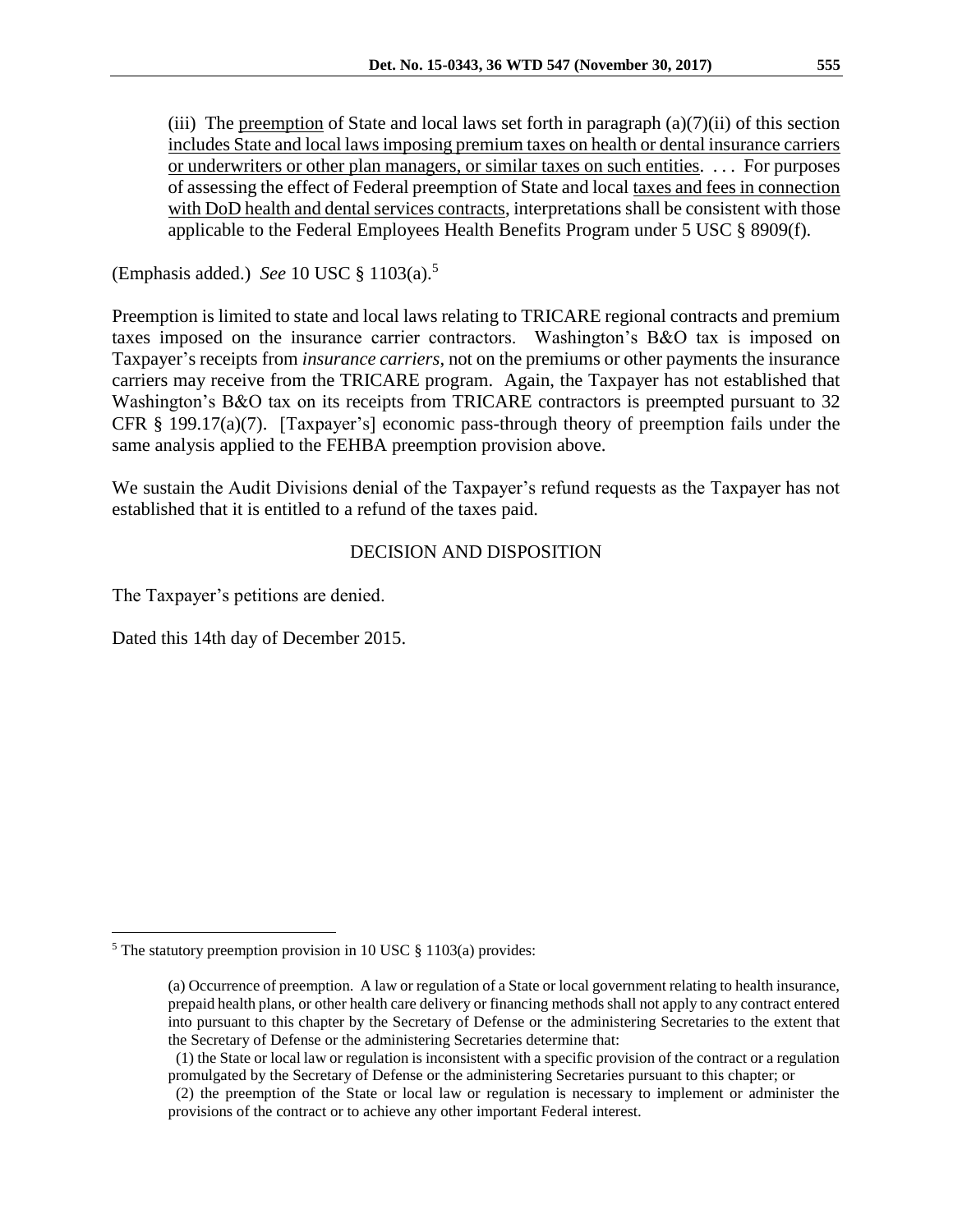> (iii) The preemption of State and local laws set forth in paragraph (a)(7)(ii) of this section includes State and local laws imposing premium taxes on health or dental insurance carriers or underwriters or other plan managers, or similar taxes on such entities. . . . For purposes of assessing the effect of Federal preemption of State and local taxes and fees in connection with DoD health and dental services contracts, interpretations shall be consistent with those applicable to the Federal Employees Health Benefits Program under 5 USC § 8909(f).

(Emphasis added.) *See* 10 USC § 1103(a).[5]

Preemption is limited to state and local laws relating to TRICARE regional contracts and premium taxes imposed on the insurance carrier contractors. Washington's B&O tax is imposed on Taxpayer's receipts from *insurance carriers*, not on the premiums or other payments the insurance carriers may receive from the TRICARE program. Again, the Taxpayer has not established that Washington's B&O tax on its receipts from TRICARE contractors is preempted pursuant to 32 CFR § 199.17(a)(7). [Taxpayer's] economic pass-through theory of preemption fails under the same analysis applied to the FEHBA preemption provision above.

We sustain the Audit Divisions denial of the Taxpayer's refund requests as the Taxpayer has not established that it is entitled to a refund of the taxes paid.

## DECISION AND DISPOSITION

The Taxpayer's petitions are denied.

Dated this 14th day of December 2015.

---

[5] The statutory preemption provision in 10 USC § 1103(a) provides:

> (a) Occurrence of preemption. A law or regulation of a State or local government relating to health insurance, prepaid health plans, or other health care delivery or financing methods shall not apply to any contract entered into pursuant to this chapter by the Secretary of Defense or the administering Secretaries to the extent that the Secretary of Defense or the administering Secretaries determine that:
>
> (1) the State or local law or regulation is inconsistent with a specific provision of the contract or a regulation promulgated by the Secretary of Defense or the administering Secretaries pursuant to this chapter; or
>
> (2) the preemption of the State or local law or regulation is necessary to implement or administer the provisions of the contract or to achieve any other important Federal interest.